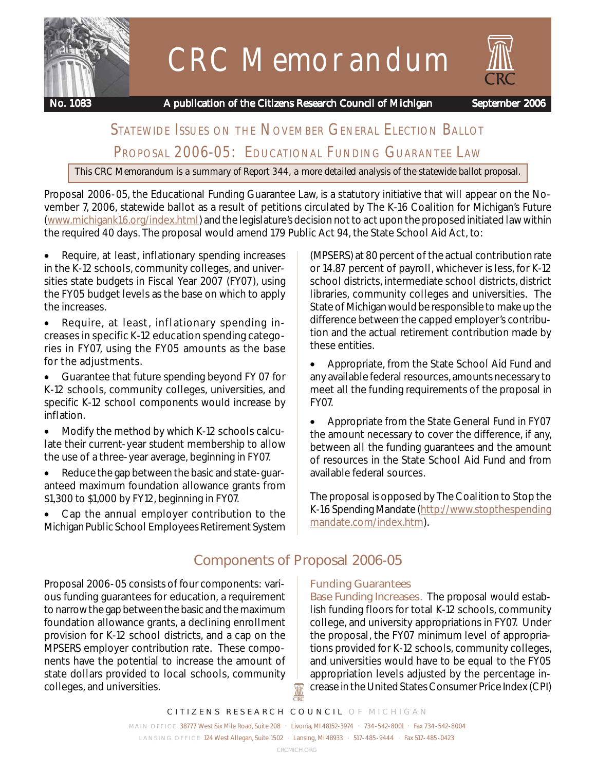# CRC Memorandum

No. 1083 — A publication of the Citizens Research Council of Michigan — September 2006

## Statewide Issues on the November General Election Ballot

## Proposal 2006-05: Educational Funding Guarantee Law

This CRC Memorandum is a summary of Report 344, a more detailed analysis of the statewide ballot proposal.

Proposal 2006-05, the Educational Funding Guarantee Law, is a statutory initiative that will appear on the November 7, 2006, statewide ballot as a result of petitions circulated by The K-16 Coalition for Michigan's Future (www.michigank16.org/index.html) and the legislature's decision not to act upon the proposed initiated law within the required 40 days. The proposal would amend 179 Public Act 94, the State School Aid Act, to:

- Require, at least, inflationary spending increases in the K-12 schools, community colleges, and universities state budgets in Fiscal Year 2007 (FY07), using the FY05 budget levels as the base on which to apply the increases.
- Require, at least, inflationary spending increases in specific K-12 education spending categories in FY07, using the FY05 amounts as the base for the adjustments.
- Guarantee that future spending beyond FY 07 for K-12 schools, community colleges, universities, and specific K-12 school components would increase by inflation.
- Modify the method by which K-12 schools calculate their current-year student membership to allow the use of a three-year average, beginning in FY07.
- Reduce the gap between the basic and state-guaranteed maximum foundation allowance grants from $1,300 to $1,000 by FY12, beginning in FY07.
- Cap the annual employer contribution to the Michigan Public School Employees Retirement System (MPSERS) at 80 percent of the actual contribution rate or 14.87 percent of payroll, whichever is less, for K-12 school districts, intermediate school districts, district libraries, community colleges and universities. The State of Michigan would be responsible to make up the difference between the capped employer's contribution and the actual retirement contribution made by these entities.
- Appropriate, from the State School Aid Fund and any available federal resources, amounts necessary to meet all the funding requirements of the proposal in FY07.
- Appropriate from the State General Fund in FY07 the amount necessary to cover the difference, if any, between all the funding guarantees and the amount of resources in the State School Aid Fund and from available federal sources.

The proposal is opposed by The Coalition to Stop the K-16 Spending Mandate (http://www.stopthespendingmandate.com/index.htm).

## Components of Proposal 2006-05

Proposal 2006-05 consists of four components: various funding guarantees for education, a requirement to narrow the gap between the basic and the maximum foundation allowance grants, a declining enrollment provision for K-12 school districts, and a cap on the MPSERS employer contribution rate. These components have the potential to increase the amount of state dollars provided to local schools, community colleges, and universities.

### Funding Guarantees

**Base Funding Increases.** The proposal would establish funding floors for total K-12 schools, community college, and university appropriations in FY07. Under the proposal, the FY07 minimum level of appropriations provided for K-12 schools, community colleges, and universities would have to be equal to the FY05 appropriation levels adjusted by the percentage increase in the United States Consumer Price Index (CPI)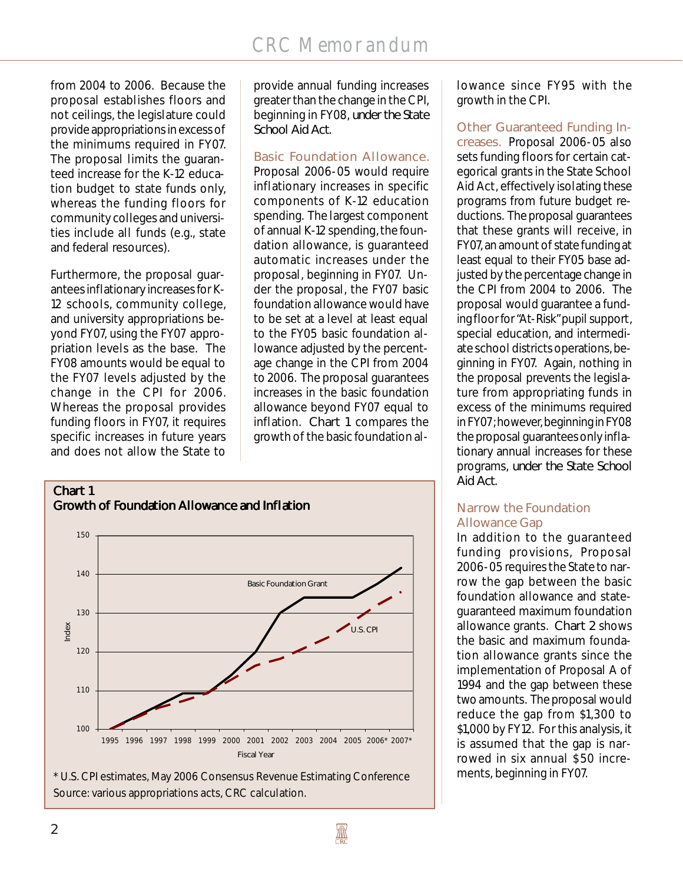from 2004 to 2006. Because the proposal establishes floors and not ceilings, the legislature could provide appropriations in excess of the minimums required in FY07. The proposal limits the guaranteed increase for the K-12 education budget to state funds only, whereas the funding floors for community colleges and universities include all funds (e.g., state and federal resources).

Furthermore, the proposal guarantees inflationary increases for K-12 schools, community college, and university appropriations beyond FY07, using the FY07 appropriation levels as the base. The FY08 amounts would be equal to the FY07 levels adjusted by the change in the CPI for 2006. Whereas the proposal provides funding floors in FY07, it requires specific increases in future years and does not allow the State to provide annual funding increases greater than the change in the CPI, beginning in FY08, under the State School Aid Act.

### Basic Foundation Allowance.

Proposal 2006-05 would require inflationary increases in specific components of K-12 education spending. The largest component of annual K-12 spending, the foundation allowance, is guaranteed automatic increases under the proposal, beginning in FY07. Under the proposal, the FY07 basic foundation allowance would have to be set at a level at least equal to the FY05 basic foundation allowance adjusted by the percentage change in the CPI from 2004 to 2006. The proposal guarantees increases in the basic foundation allowance beyond FY07 equal to inflation. Chart 1 compares the growth of the basic foundation allowance since FY95 with the growth in the CPI.

**Chart 1**
**Growth of Foundation Allowance and Inflation**

\* U.S. CPI estimates, May 2006 Consensus Revenue Estimating Conference
Source: various appropriations acts, CRC calculation.

### Other Guaranteed Funding Increases.

Proposal 2006-05 also sets funding floors for certain categorical grants in the State School Aid Act, effectively isolating these programs from future budget reductions. The proposal guarantees that these grants will receive, in FY07, an amount of state funding at least equal to their FY05 base adjusted by the percentage change in the CPI from 2004 to 2006. The proposal would guarantee a funding floor for "At-Risk" pupil support, special education, and intermediate school districts operations, beginning in FY07. Again, nothing in the proposal prevents the legislature from appropriating funds in excess of the minimums required in FY07; however, beginning in FY08 the proposal guarantees only inflationary annual increases for these programs, under the State School Aid Act.

### Narrow the Foundation Allowance Gap

In addition to the guaranteed funding provisions, Proposal 2006-05 requires the State to narrow the gap between the basic foundation allowance and state-guaranteed maximum foundation allowance grants. Chart 2 shows the basic and maximum foundation allowance grants since the implementation of Proposal A of 1994 and the gap between these two amounts. The proposal would reduce the gap from $1,300 to $1,000 by FY12. For this analysis, it is assumed that the gap is narrowed in six annual $50 increments, beginning in FY07.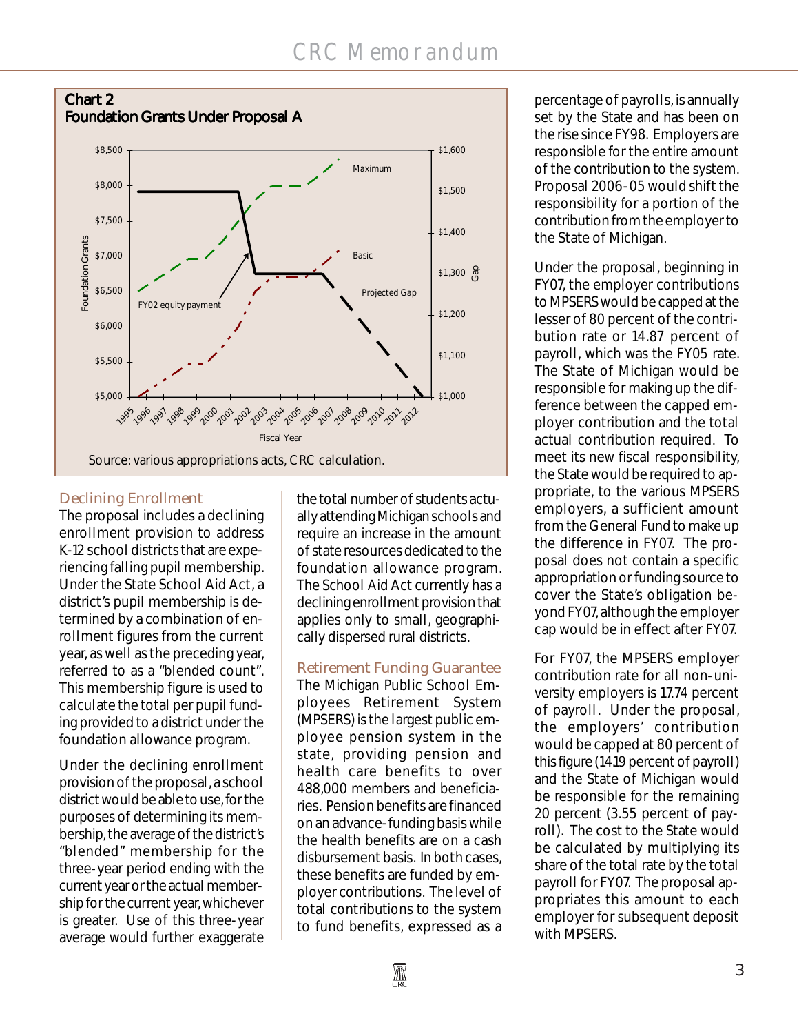**Chart 2**
**Foundation Grants Under Proposal A**

Source: various appropriations acts, CRC calculation.

### Declining Enrollment

The proposal includes a declining enrollment provision to address K-12 school districts that are experiencing falling pupil membership. Under the State School Aid Act, a district's pupil membership is determined by a combination of enrollment figures from the current year, as well as the preceding year, referred to as a "blended count". This membership figure is used to calculate the total per pupil funding provided to a district under the foundation allowance program.

Under the declining enrollment provision of the proposal, a school district would be able to use, for the purposes of determining its membership, the average of the district's "blended" membership for the three-year period ending with the current year or the actual membership for the current year, whichever is greater. Use of this three-year average would further exaggerate the total number of students actually attending Michigan schools and require an increase in the amount of state resources dedicated to the foundation allowance program. The School Aid Act currently has a declining enrollment provision that applies only to small, geographically dispersed rural districts.

### Retirement Funding Guarantee

The Michigan Public School Employees Retirement System (MPSERS) is the largest public employee pension system in the state, providing pension and health care benefits to over 488,000 members and beneficiaries. Pension benefits are financed on an advance-funding basis while the health benefits are on a cash disbursement basis. In both cases, these benefits are funded by employer contributions. The level of total contributions to the system to fund benefits, expressed as a percentage of payrolls, is annually set by the State and has been on the rise since FY98. Employers are responsible for the entire amount of the contribution to the system. Proposal 2006-05 would shift the responsibility for a portion of the contribution from the employer to the State of Michigan.

Under the proposal, beginning in FY07, the employer contributions to MPSERS would be capped at the lesser of 80 percent of the contribution rate or 14.87 percent of payroll, which was the FY05 rate. The State of Michigan would be responsible for making up the difference between the capped employer contribution and the total actual contribution required. To meet its new fiscal responsibility, the State would be required to appropriate, to the various MPSERS employers, a sufficient amount from the General Fund to make up the difference in FY07. The proposal does not contain a specific appropriation or funding source to cover the State's obligation beyond FY07, although the employer cap would be in effect after FY07.

For FY07, the MPSERS employer contribution rate for all non-university employers is 17.74 percent of payroll. Under the proposal, the employers' contribution would be capped at 80 percent of this figure (14.19 percent of payroll) and the State of Michigan would be responsible for the remaining 20 percent (3.55 percent of payroll). The cost to the State would be calculated by multiplying its share of the total rate by the total payroll for FY07. The proposal appropriates this amount to each employer for subsequent deposit with MPSERS.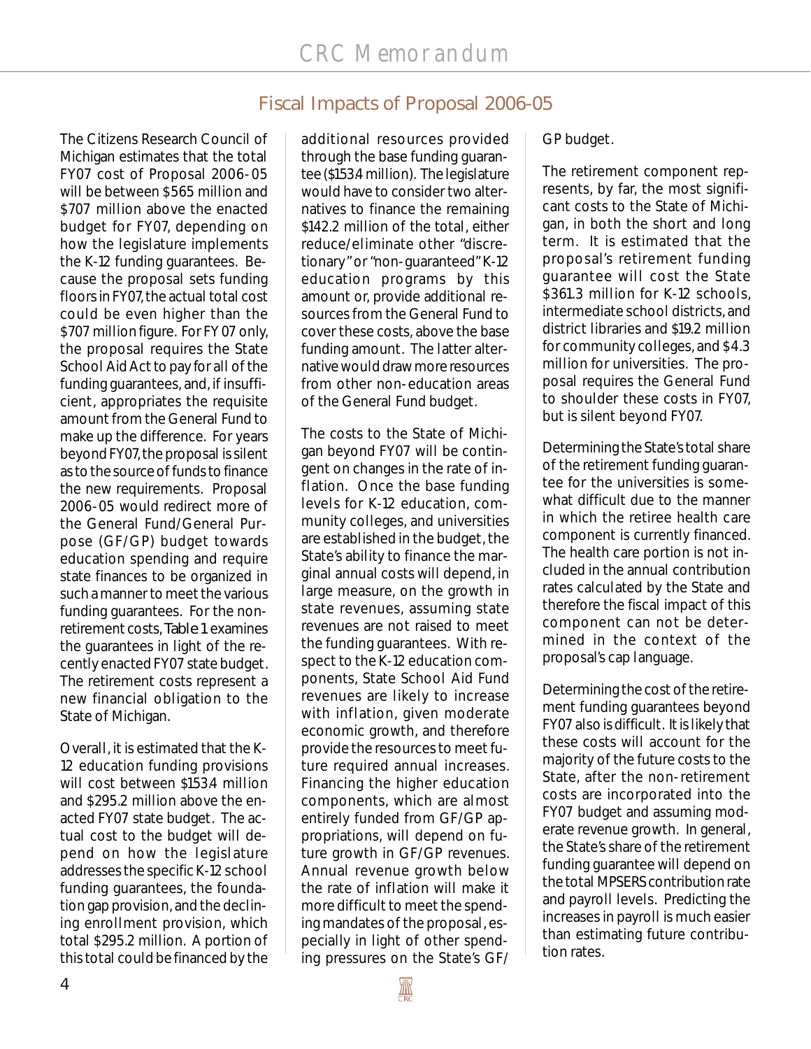## Fiscal Impacts of Proposal 2006-05

The Citizens Research Council of Michigan estimates that the total FY07 cost of Proposal 2006-05 will be between $565 million and $707 million above the enacted budget for FY07, depending on how the legislature implements the K-12 funding guarantees. Because the proposal sets funding floors in FY07, the actual total cost could be even higher than the $707 million figure. For FY 07 only, the proposal requires the State School Aid Act to pay for all of the funding guarantees, and, if insufficient, appropriates the requisite amount from the General Fund to make up the difference. For years beyond FY07, the proposal is silent as to the source of funds to finance the new requirements. Proposal 2006-05 would redirect more of the General Fund/General Purpose (GF/GP) budget towards education spending and require state finances to be organized in such a manner to meet the various funding guarantees. For the non-retirement costs, Table 1 examines the guarantees in light of the recently enacted FY07 state budget. The retirement costs represent a new financial obligation to the State of Michigan.

Overall, it is estimated that the K-12 education funding provisions will cost between $153.4 million and $295.2 million above the enacted FY07 state budget. The actual cost to the budget will depend on how the legislature addresses the specific K-12 school funding guarantees, the foundation gap provision, and the declining enrollment provision, which total $295.2 million. A portion of this total could be financed by the additional resources provided through the base funding guarantee ($153.4 million). The legislature would have to consider two alternatives to finance the remaining $142.2 million of the total, either reduce/eliminate other "discretionary" or "non-guaranteed" K-12 education programs by this amount or, provide additional resources from the General Fund to cover these costs, above the base funding amount. The latter alternative would draw more resources from other non-education areas of the General Fund budget.

The costs to the State of Michigan beyond FY07 will be contingent on changes in the rate of inflation. Once the base funding levels for K-12 education, community colleges, and universities are established in the budget, the State's ability to finance the marginal annual costs will depend, in large measure, on the growth in state revenues, assuming state revenues are not raised to meet the funding guarantees. With respect to the K-12 education components, State School Aid Fund revenues are likely to increase with inflation, given moderate economic growth, and therefore provide the resources to meet future required annual increases. Financing the higher education components, which are almost entirely funded from GF/GP appropriations, will depend on future growth in GF/GP revenues. Annual revenue growth below the rate of inflation will make it more difficult to meet the spending mandates of the proposal, especially in light of other spending pressures on the State's GF/GP budget.

The retirement component represents, by far, the most significant costs to the State of Michigan, in both the short and long term. It is estimated that the proposal's retirement funding guarantee will cost the State $361.3 million for K-12 schools, intermediate school districts, and district libraries and $19.2 million for community colleges, and $4.3 million for universities. The proposal requires the General Fund to shoulder these costs in FY07, but is silent beyond FY07.

Determining the State's total share of the retirement funding guarantee for the universities is somewhat difficult due to the manner in which the retiree health care component is currently financed. The health care portion is not included in the annual contribution rates calculated by the State and therefore the fiscal impact of this component can not be determined in the context of the proposal's cap language.

Determining the cost of the retirement funding guarantees beyond FY07 also is difficult. It is likely that these costs will account for the majority of the future costs to the State, after the non-retirement costs are incorporated into the FY07 budget and assuming moderate revenue growth. In general, the State's share of the retirement funding guarantee will depend on the total MPSERS contribution rate and payroll levels. Predicting the increases in payroll is much easier than estimating future contribution rates.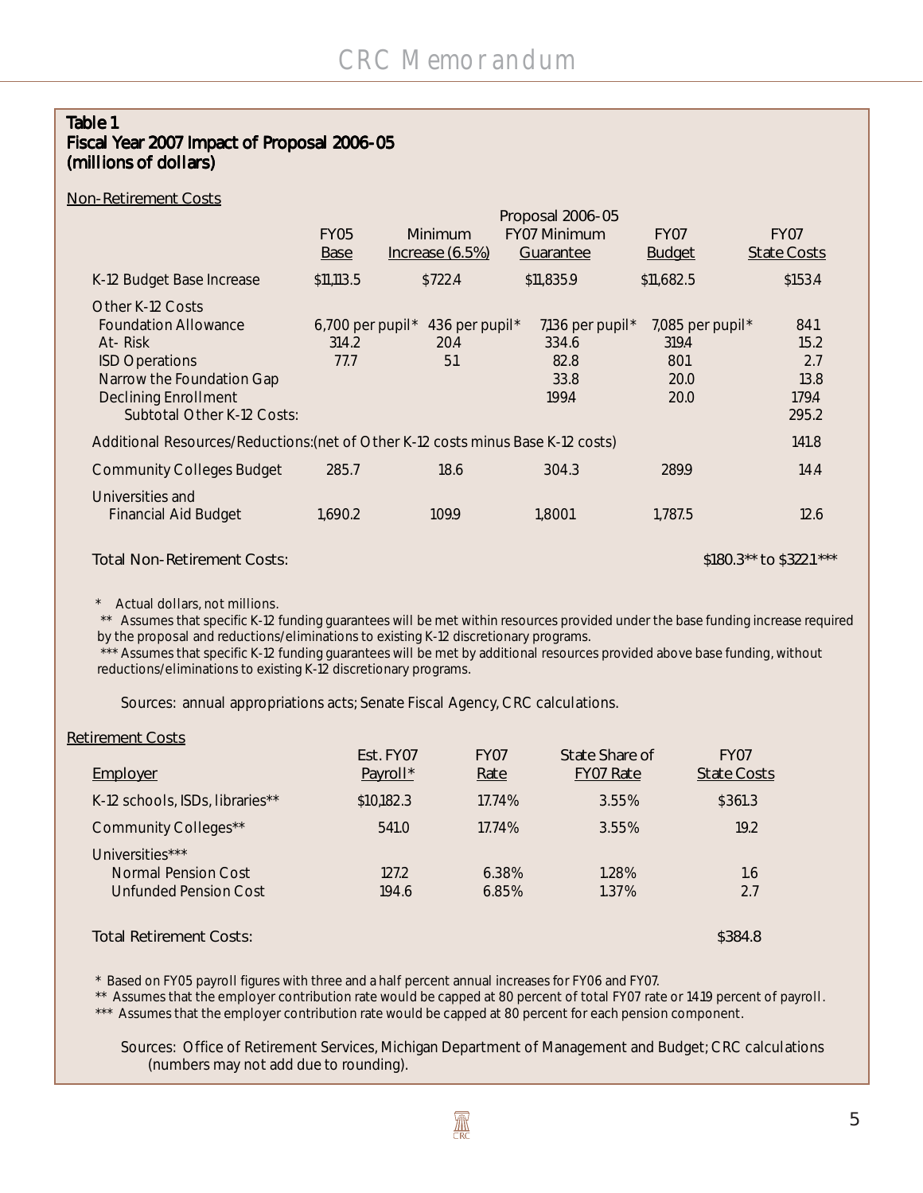**Table 1**
**Fiscal Year 2007 Impact of Proposal 2006-05**
**(millions of dollars)**

Non-Retirement Costs

| | FY05 Base | Minimum Increase (6.5%) | Proposal 2006-05 FY07 Minimum Guarantee | FY07 Budget | FY07 State Costs |
|---|---|---|---|---|---|
| K-12 Budget Base Increase | $11,113.5 | $722.4 | $11,835.9 | $11,682.5 | $153.4 |
| Other K-12 Costs | | | | | |
| Foundation Allowance | 6,700 per pupil* | 436 per pupil* | 7,136 per pupil* | 7,085 per pupil* | 84.1 |
| At- Risk | 314.2 | 20.4 | 334.6 | 319.4 | 15.2 |
| ISD Operations | 77.7 | 5.1 | 82.8 | 80.1 | 2.7 |
| Narrow the Foundation Gap | | | 33.8 | 20.0 | 13.8 |
| Declining Enrollment | | | 199.4 | 20.0 | 179.4 |
| Subtotal Other K-12 Costs: | | | | | 295.2 |
| Additional Resources/Reductions:(net of Other K-12 costs minus Base K-12 costs) | | | | | 141.8 |
| Community Colleges Budget | 285.7 | 18.6 | 304.3 | 289.9 | 14.4 |
| Universities and Financial Aid Budget | 1,690.2 | 109.9 | 1,800.1 | 1,787.5 | 12.6 |
| Total Non-Retirement Costs: | | | | | $180.3** to $322.1*** |

\* Actual dollars, not millions.
\*\* Assumes that specific K-12 funding guarantees will be met within resources provided under the base funding increase required by the proposal and reductions/eliminations to existing K-12 discretionary programs.
\*\*\* Assumes that specific K-12 funding guarantees will be met by additional resources provided above base funding, without reductions/eliminations to existing K-12 discretionary programs.

Sources: annual appropriations acts; Senate Fiscal Agency, CRC calculations.

Retirement Costs

| Employer | Est. FY07 Payroll* | FY07 Rate | State Share of FY07 Rate | FY07 State Costs |
|---|---|---|---|---|
| K-12 schools, ISDs, libraries** | $10,182.3 | 17.74% | 3.55% | $361.3 |
| Community Colleges** | 541.0 | 17.74% | 3.55% | 19.2 |
| Universities*** | | | | |
| Normal Pension Cost | 127.2 | 6.38% | 1.28% | 1.6 |
| Unfunded Pension Cost | 194.6 | 6.85% | 1.37% | 2.7 |
| Total Retirement Costs: | | | | $384.8 |

\* Based on FY05 payroll figures with three and a half percent annual increases for FY06 and FY07.
\*\* Assumes that the employer contribution rate would be capped at 80 percent of total FY07 rate or 14.19 percent of payroll.
\*\*\* Assumes that the employer contribution rate would be capped at 80 percent for each pension component.

Sources: Office of Retirement Services, Michigan Department of Management and Budget; CRC calculations (numbers may not add due to rounding).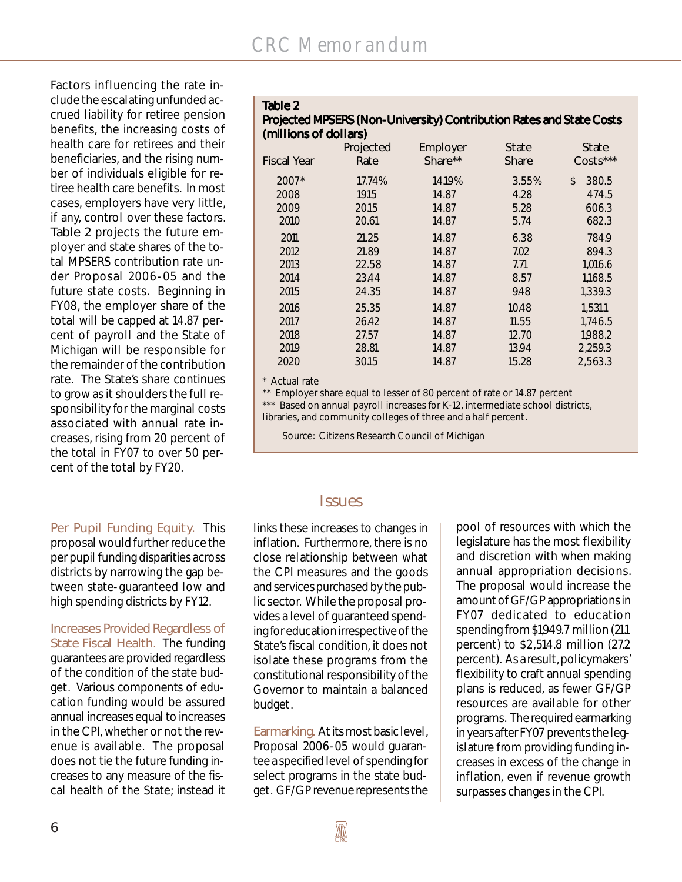Factors influencing the rate include the escalating unfunded accrued liability for retiree pension benefits, the increasing costs of health care for retirees and their beneficiaries, and the rising number of individuals eligible for retiree health care benefits. In most cases, employers have very little, if any, control over these factors. Table 2 projects the future employer and state shares of the total MPSERS contribution rate under Proposal 2006-05 and the future state costs. Beginning in FY08, the employer share of the total will be capped at 14.87 percent of payroll and the State of Michigan will be responsible for the remainder of the contribution rate. The State's share continues to grow as it shoulders the full responsibility for the marginal costs associated with annual rate increases, rising from 20 percent of the total in FY07 to over 50 percent of the total by FY20.

**Table 2**
**Projected MPSERS (Non-University) Contribution Rates and State Costs (millions of dollars)**

| Fiscal Year | Projected Rate | Employer Share** | State Share | State Costs*** |
|---|---|---|---|---|
| 2007* | 17.74% | 14.19% | 3.55% | $ 380.5 |
| 2008 | 19.15 | 14.87 | 4.28 | 474.5 |
| 2009 | 20.15 | 14.87 | 5.28 | 606.3 |
| 2010 | 20.61 | 14.87 | 5.74 | 682.3 |
| 2011 | 21.25 | 14.87 | 6.38 | 784.9 |
| 2012 | 21.89 | 14.87 | 7.02 | 894.3 |
| 2013 | 22.58 | 14.87 | 7.71 | 1,016.6 |
| 2014 | 23.44 | 14.87 | 8.57 | 1,168.5 |
| 2015 | 24.35 | 14.87 | 9.48 | 1,339.3 |
| 2016 | 25.35 | 14.87 | 10.48 | 1,531.1 |
| 2017 | 26.42 | 14.87 | 11.55 | 1,746.5 |
| 2018 | 27.57 | 14.87 | 12.70 | 1,988.2 |
| 2019 | 28.81 | 14.87 | 13.94 | 2,259.3 |
| 2020 | 30.15 | 14.87 | 15.28 | 2,563.3 |

\* Actual rate
\** Employer share equal to lesser of 80 percent of rate or 14.87 percent
\*** Based on annual payroll increases for K-12, intermediate school districts, libraries, and community colleges of three and a half percent.

Source: Citizens Research Council of Michigan

## Issues

**Per Pupil Funding Equity.** This proposal would further reduce the per pupil funding disparities across districts by narrowing the gap between state-guaranteed low and high spending districts by FY12.

**Increases Provided Regardless of State Fiscal Health.** The funding guarantees are provided regardless of the condition of the state budget. Various components of education funding would be assured annual increases equal to increases in the CPI, whether or not the revenue is available. The proposal does not tie the future funding increases to any measure of the fiscal health of the State; instead it links these increases to changes in inflation. Furthermore, there is no close relationship between what the CPI measures and the goods and services purchased by the public sector. While the proposal provides a level of guaranteed spending for education irrespective of the State's fiscal condition, it does not isolate these programs from the constitutional responsibility of the Governor to maintain a balanced budget.

**Earmarking.** At its most basic level, Proposal 2006-05 would guarantee a specified level of spending for select programs in the state budget. GF/GP revenue represents the pool of resources with which the legislature has the most flexibility and discretion with when making annual appropriation decisions. The proposal would increase the amount of GF/GP appropriations in FY07 dedicated to education spending from $1,949.7 million (21.1 percent) to $2,514.8 million (27.2 percent). As a result, policymakers' flexibility to craft annual spending plans is reduced, as fewer GF/GP resources are available for other programs. The required earmarking in years after FY07 prevents the legislature from providing funding increases in excess of the change in inflation, even if revenue growth surpasses changes in the CPI.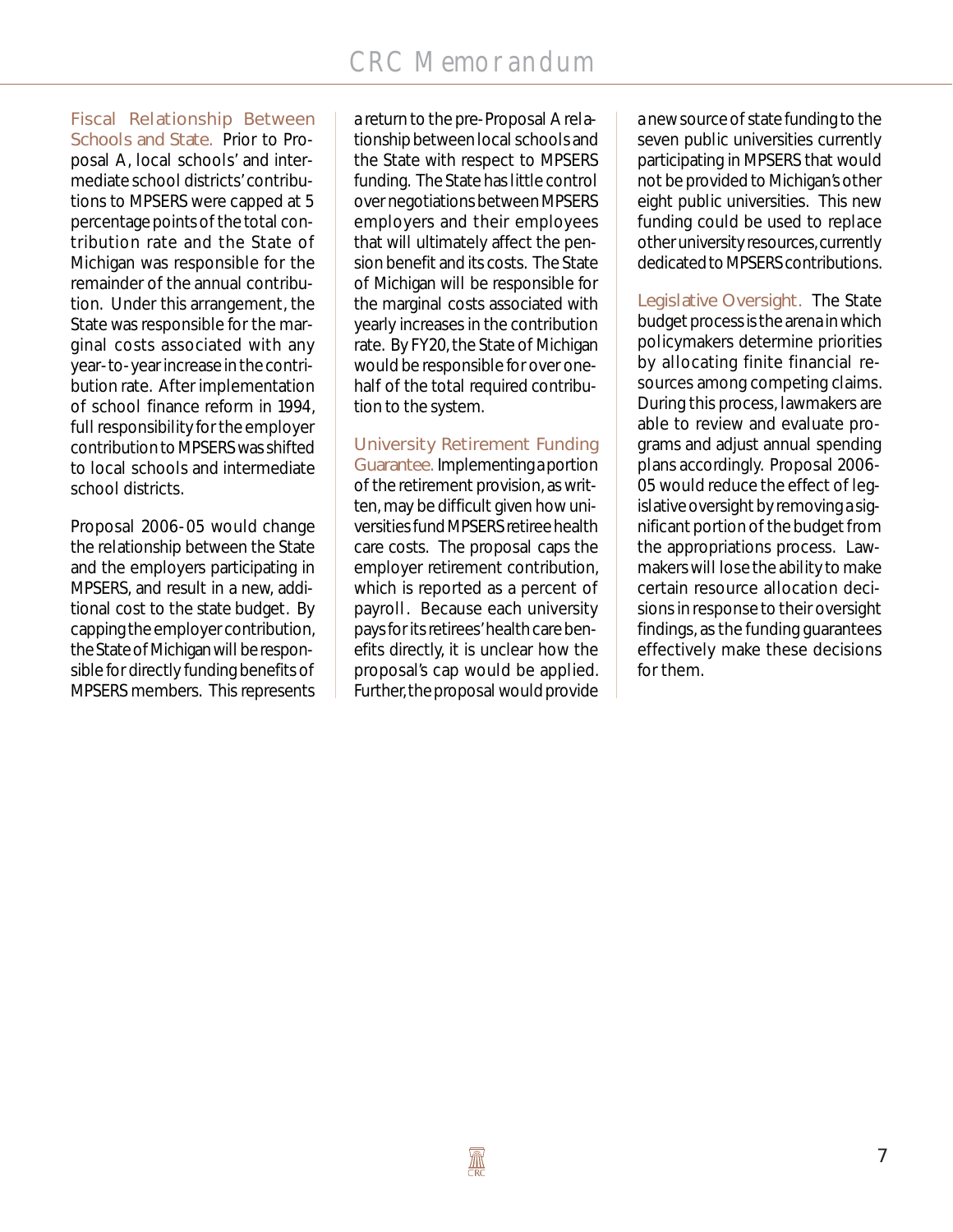**Fiscal Relationship Between Schools and State.** Prior to Proposal A, local schools' and intermediate school districts' contributions to MPSERS were capped at 5 percentage points of the total contribution rate and the State of Michigan was responsible for the remainder of the annual contribution. Under this arrangement, the State was responsible for the marginal costs associated with any year-to-year increase in the contribution rate. After implementation of school finance reform in 1994, full responsibility for the employer contribution to MPSERS was shifted to local schools and intermediate school districts.

Proposal 2006-05 would change the relationship between the State and the employers participating in MPSERS, and result in a new, additional cost to the state budget. By capping the employer contribution, the State of Michigan will be responsible for directly funding benefits of MPSERS members. This represents a return to the pre-Proposal A relationship between local schools and the State with respect to MPSERS funding. The State has little control over negotiations between MPSERS employers and their employees that will ultimately affect the pension benefit and its costs. The State of Michigan will be responsible for the marginal costs associated with yearly increases in the contribution rate. By FY20, the State of Michigan would be responsible for over one-half of the total required contribution to the system.

**University Retirement Funding Guarantee.** Implementing a portion of the retirement provision, as written, may be difficult given how universities fund MPSERS retiree health care costs. The proposal caps the employer retirement contribution, which is reported as a percent of payroll. Because each university pays for its retirees' health care benefits directly, it is unclear how the proposal's cap would be applied. Further, the proposal would provide a new source of state funding to the seven public universities currently participating in MPSERS that would not be provided to Michigan's other eight public universities. This new funding could be used to replace other university resources, currently dedicated to MPSERS contributions.

**Legislative Oversight.** The State budget process is the arena in which policymakers determine priorities by allocating finite financial resources among competing claims. During this process, lawmakers are able to review and evaluate programs and adjust annual spending plans accordingly. Proposal 2006-05 would reduce the effect of legislative oversight by removing a significant portion of the budget from the appropriations process. Lawmakers will lose the ability to make certain resource allocation decisions in response to their oversight findings, as the funding guarantees effectively make these decisions for them.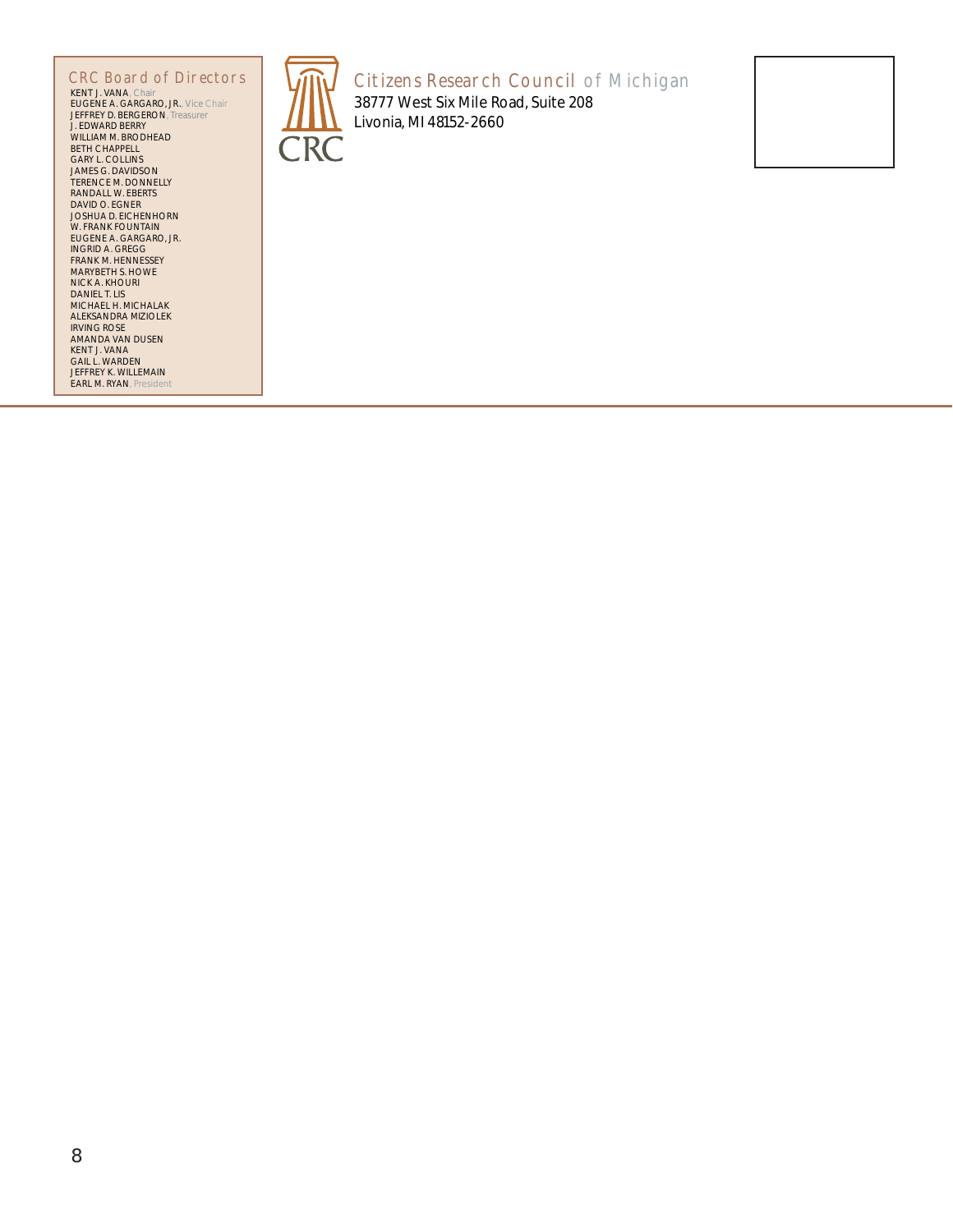## CRC Board of Directors

KENT J. VANA, Chair
EUGENE A. GARGARO, JR., Vice Chair
JEFFREY D. BERGERON, Treasurer
J. EDWARD BERRY
WILLIAM M. BRODHEAD
BETH CHAPPELL
GARY L. COLLINS
JAMES G. DAVIDSON
TERENCE M. DONNELLY
RANDALL W. EBERTS
DAVID O. EGNER
JOSHUA D. EICHENHORN
W. FRANK FOUNTAIN
EUGENE A. GARGARO, JR.
INGRID A. GREGG
FRANK M. HENNESSEY
MARYBETH S. HOWE
NICK A. KHOURI
DANIEL T. LIS
MICHAEL H. MICHALAK
ALEKSANDRA MIZIOLEK
IRVING ROSE
AMANDA VAN DUSEN
KENT J. VANA
GAIL L. WARDEN
JEFFREY K. WILLEMAIN
EARL M. RYAN, President

CRC

Citizens Research Council of Michigan
38777 West Six Mile Road, Suite 208
Livonia, MI 48152-2660